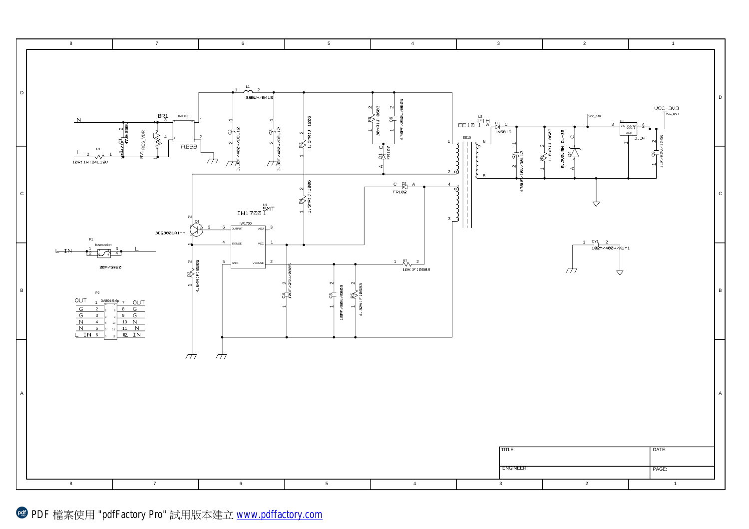| Designator | Value / Part |
|---|---|
| BR1 | BRIDGE, ABSB |
| C1 | 473K250V (+C1 473K/X) |
| RV1 | RES_VDR |
| R1 | 10R:1W:D4L12V |
| L1 | 330UH/0410 |
| C2 | 3.3UF/400V/D8L12 |
| C3 | 3.3UF/400V/D8L12 |
| R3 | 1.5MR:J:1206 |
| R4 | 1.5MR:J:1206 |
| R6 | 30KR:J:0603 |
| C6 | 470PF/250V/0805 |
| D1 | FR107 |
| D2 | FR102 |
| U1 | IW1700, SMT |
| Q1 | 3DG3001A1-H |
| R2 | 4.64R:F:0805 |
| C4 | 10UF/25V/0805 |
| C5 | 10PF/50V/0603 |
| R5 | 4.32K:F:0603 |
| R7 | 10K:F:0603 |
| U2 | PTH, EE10 |
| D3 | 1N5819 |
| C7 | 470UF/16V/D8L12 |
| R8 | 1.0KR:J:0603 |
| D4 | 5.2V0.5W:DL-35 |
| U3 | 3.3V (VIN, VOUT, GND) |
| C8 | 1UF/50V/1206 |
| CY1 | 102M/400V/K1Y1 |
| P1 | fusesocket, 20A/5*20 |
| P2 | DA804-5-6p |

U1 IW1700 pins: OUTPUT (6), ASU (3), ISENSE (4), VCC (1), GND (5), VSENSE (2)

Net labels: N, L, L_IN, VCC_BAR, VCC-3V3

P2 connector:

| Left | Pin | Pin | Right |
|---|---|---|---|
| OUT | 1 | 7 | OUT |
| G | 2 | 8 | G |
| G | 3 | 9 | G |
| N | 4 | 10 | N |
| N | 5 | 11 | N |
| L_IN | 6 | 12 | IN |

| TITLE: | DATE: |
|---|---|
| ENGINEER: | PAGE: |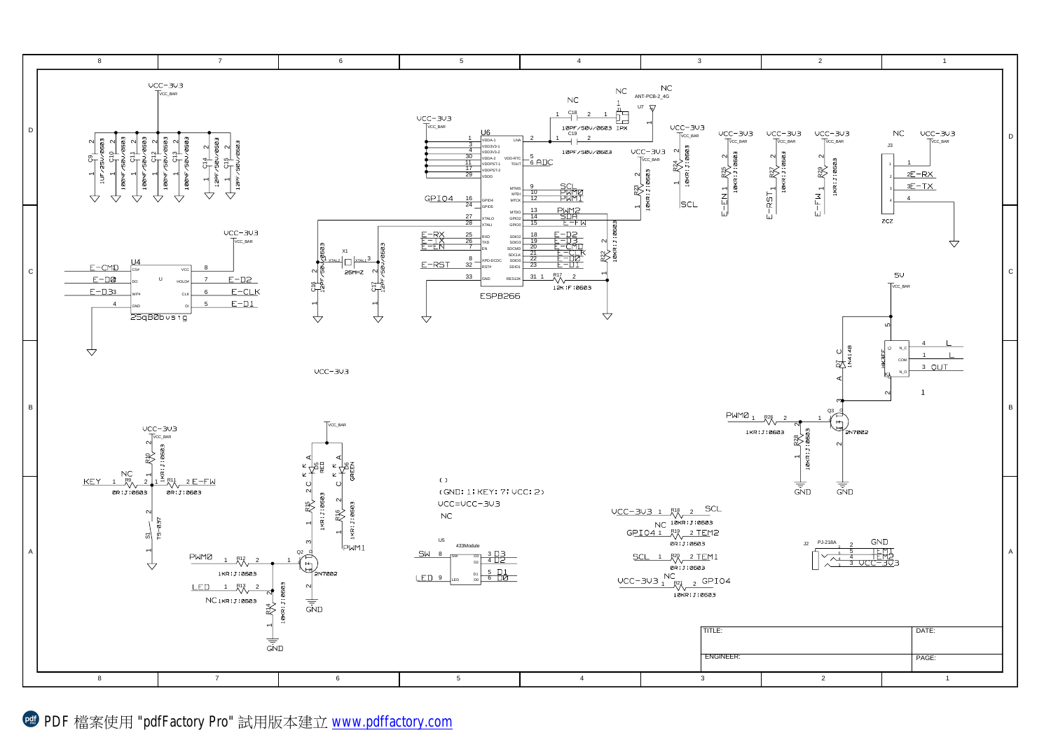VCC-3V3
VCC_BAR

C9 1UF/25V/0603
C10 100NF/50V/0603
C11 100NF/50V/0603
C12 100NF/50V/0603
C13 100NF/50V/0603
C14 12PF/50V/0603
C15 12PF/50V/0603

NC
NC
NC
ANT-PCB-2_4G
U7
C18 10PF/50V/0603 IPX
C19 10PF/50V/0603

VCC-3V3
VCC_BAR
U6
VDDA-1
VDD3V3-1
VDD3V3-2
VDDA-2
VDDPST-1
VDDPST-2
VDDD
LNA
VDD-RTC
TOUT
ADC
GPIO4
GPIO5
MTMS
MTDI
MTCK
MTDO
GPIO2
GPIO0
XTALO
XTALI
RXD
TXD
EN
XPD-DCDC
RST#
GND
SDIO2
SDIO3
SDCMD
SDCLK
SDIO0
SDIO1
RES12K
SCL
PWM0
PWM1
PWM2
SDA
E-FW
E-RX
E-TX
E-EN
E-RST
E-D2
E-D3
E-CMD
E-CLK
E-D0
E-D1
R17 12K|F|0603
ESP8266

X1
XTAL2
XTAL1
26MHZ
C16 12PF/50V/0603
C17 12PF/50V/0603

VCC-3V3
VCC_BAR
R23 10KR|J|0603
R22 10KR|J|0603

VCC-3V3
VCC_BAR
R24 10KR|J|0603
SCL

VCC-3V3
VCC_BAR
R25 10KR|J|0603
E-EN

VCC-3V3
VCC_BAR
R27 10KR|J|0603
E-RST

VCC-3V3
VCC_BAR
R29 1KR|J|0603
E-FW

NC
VCC-3V3
VCC_BAR
J3
E-RX
E-TX
ZCZ

VCC-3V3
VCC_BAR
U4
CS#
DO
WP#
GND
VCC
HOLD#
CLK
DI
E-CMD
E-D0
E-D3
E-D2
E-CLK
E-D1
25q80bvsig

VCC-3V3

5V
VCC_BAR
D7 1N4148
HK3FF
N_C
COM
N_O
K1
L
L
OUT
Q3
2N7002
PWM0
R26 1KR|J|0603
R28 10KR|J|0603
GND
GND

VCC-3V3
VCC_BAR
R10 1KR|J|0603
KEY
NC
R9 0R|J|0603
R11 0R|J|0603
E-FW
S1 TS-037

VCC_BAR
D5 RED
D6 GREEN
R15 1KR|J|0603
R16 1KR|J|0603
PWM1
Q2 2N7002
PWM0
R12 1KR|J|0603
LED
R13
NC 1KR|J|0603
R14 10KR|J|0603
GND
GND

( )
(GND: 1; KEY: 7; VCC: 2)
VCC=VCC-3V3
NC

U5
433Module
SW
LED
SW
LED
D3
D2
D1
D0

VCC-3V3 R18 10KR|J|0603 SCL
NC
GPIO4 R19 0R|J|0603 TEM2
SCL R20 0R|J|0603 TEM1
NC
VCC-3V3 R21 10KR|J|0603 GPIO4

J2
PJ-218A
GND
TEM1
TEM2
VCC-3V3

TITLE:
DATE:
ENGINEER:
PAGE: